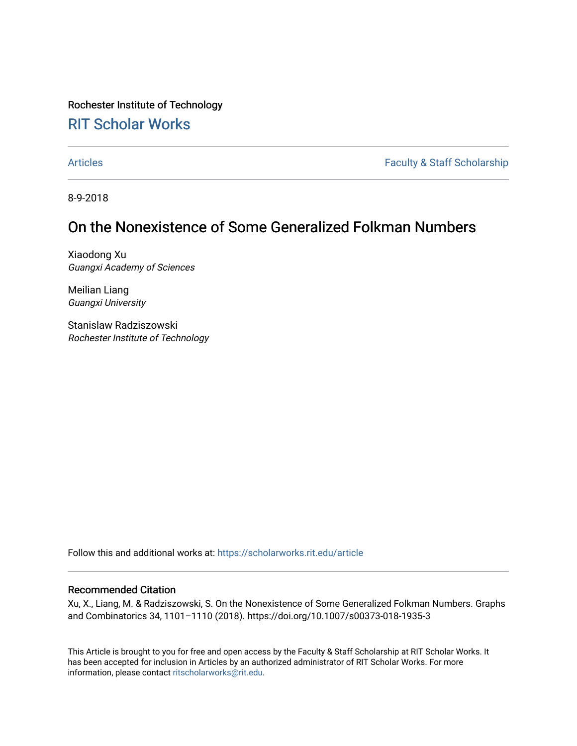Rochester Institute of Technology

## RIT Scholar Works

Articles | Faculty & Staff Scholarship

8-9-2018

# On the Nonexistence of Some Generalized Folkman Numbers

Xiaodong Xu
*Guangxi Academy of Sciences*

Meilian Liang
*Guangxi University*

Stanislaw Radziszowski
*Rochester Institute of Technology*

Follow this and additional works at: https://scholarworks.rit.edu/article

### Recommended Citation

Xu, X., Liang, M. & Radziszowski, S. On the Nonexistence of Some Generalized Folkman Numbers. Graphs and Combinatorics 34, 1101–1110 (2018). https://doi.org/10.1007/s00373-018-1935-3

This Article is brought to you for free and open access by the Faculty & Staff Scholarship at RIT Scholar Works. It has been accepted for inclusion in Articles by an authorized administrator of RIT Scholar Works. For more information, please contact ritscholarworks@rit.edu.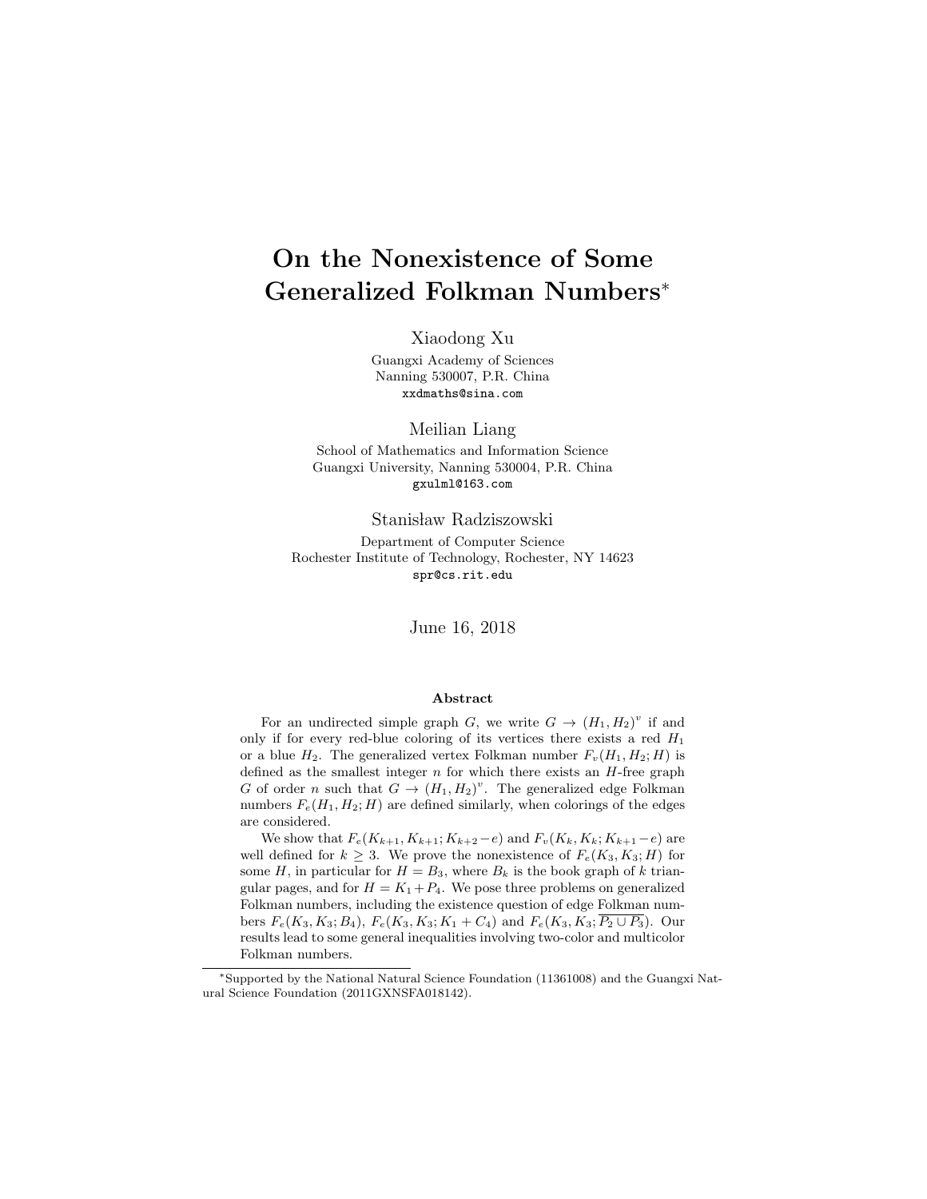# On the Nonexistence of Some Generalized Folkman Numbers*

Xiaodong Xu
Guangxi Academy of Sciences
Nanning 530007, P.R. China
xxdmaths@sina.com

Meilian Liang
School of Mathematics and Information Science
Guangxi University, Nanning 530004, P.R. China
gxulml@163.com

Stanisław Radziszowski
Department of Computer Science
Rochester Institute of Technology, Rochester, NY 14623
spr@cs.rit.edu

June 16, 2018

### Abstract

For an undirected simple graph $G$, we write $G \rightarrow (H_1, H_2)^v$ if and only if for every red-blue coloring of its vertices there exists a red $H_1$ or a blue $H_2$. The generalized vertex Folkman number $F_v(H_1, H_2; H)$ is defined as the smallest integer $n$ for which there exists an $H$-free graph $G$ of order $n$ such that $G \rightarrow (H_1, H_2)^v$. The generalized edge Folkman numbers $F_e(H_1, H_2; H)$ are defined similarly, when colorings of the edges are considered.

We show that $F_e(K_{k+1}, K_{k+1}; K_{k+2} - e)$ and $F_v(K_k, K_k; K_{k+1} - e)$ are well defined for $k \geq 3$. We prove the nonexistence of $F_e(K_3, K_3; H)$ for some $H$, in particular for $H = B_3$, where $B_k$ is the book graph of $k$ triangular pages, and for $H = K_1 + P_4$. We pose three problems on generalized Folkman numbers, including the existence question of edge Folkman numbers $F_e(K_3, K_3; B_4)$, $F_e(K_3, K_3; K_1 + C_4)$ and $F_e(K_3, K_3; \overline{P_2 \cup P_3})$. Our results lead to some general inequalities involving two-color and multicolor Folkman numbers.

---

*Supported by the National Natural Science Foundation (11361008) and the Guangxi Natural Science Foundation (2011GXNSFA018142).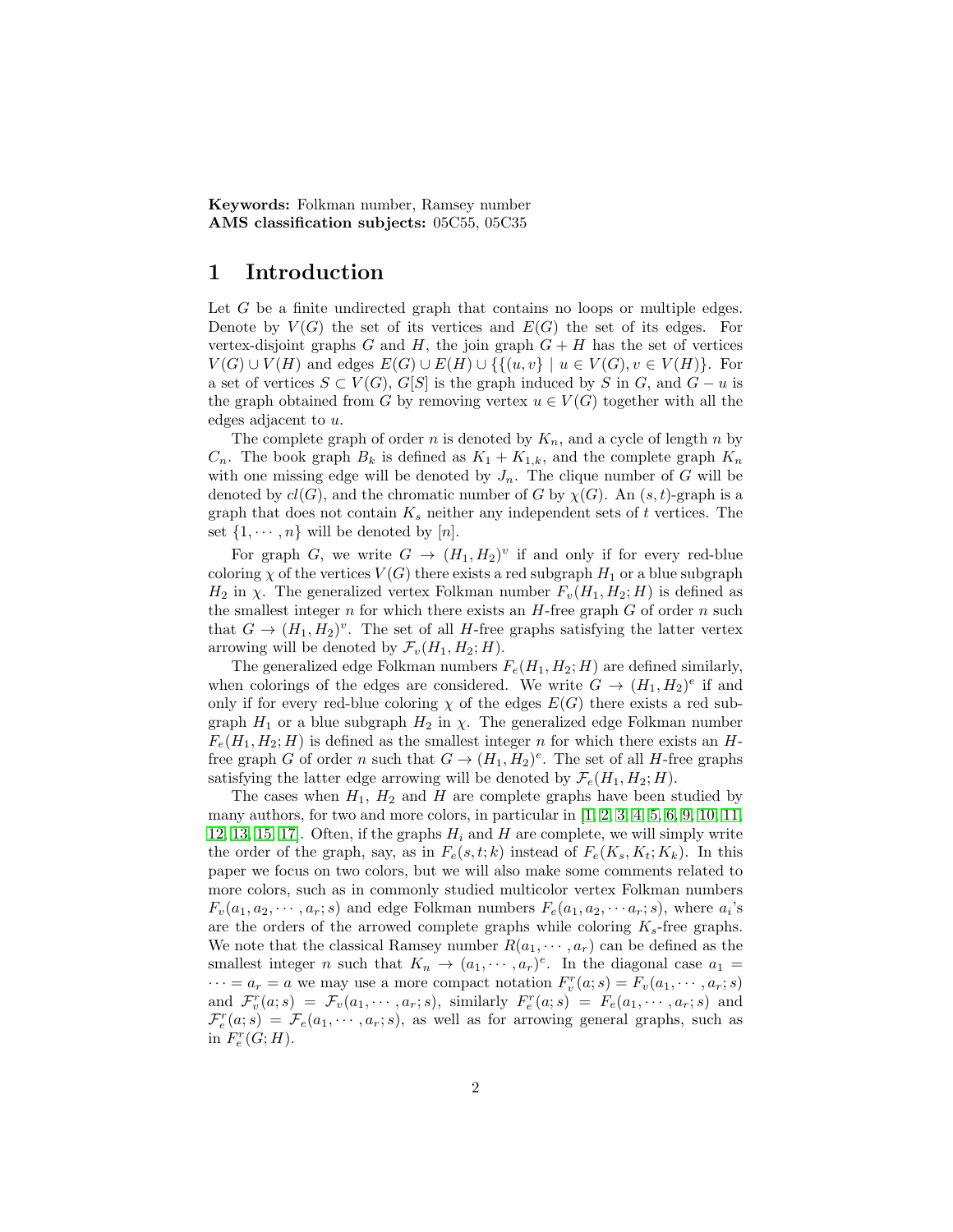**Keywords:** Folkman number, Ramsey number
**AMS classification subjects:** 05C55, 05C35

# 1 Introduction

Let $G$ be a finite undirected graph that contains no loops or multiple edges. Denote by $V(G)$ the set of its vertices and $E(G)$ the set of its edges. For vertex-disjoint graphs $G$ and $H$, the join graph $G + H$ has the set of vertices $V(G) \cup V(H)$ and edges $E(G) \cup E(H) \cup \{\{(u, v\} \mid u \in V(G), v \in V(H)\}$. For a set of vertices $S \subset V(G)$, $G[S]$ is the graph induced by $S$ in $G$, and $G - u$ is the graph obtained from $G$ by removing vertex $u \in V(G)$ together with all the edges adjacent to $u$.

The complete graph of order $n$ is denoted by $K_n$, and a cycle of length $n$ by $C_n$. The book graph $B_k$ is defined as $K_1 + K_{1,k}$, and the complete graph $K_n$ with one missing edge will be denoted by $J_n$. The clique number of $G$ will be denoted by $cl(G)$, and the chromatic number of $G$ by $\chi(G)$. An $(s, t)$-graph is a graph that does not contain $K_s$ neither any independent sets of $t$ vertices. The set $\{1, \cdots, n\}$ will be denoted by $[n]$.

For graph $G$, we write $G \to (H_1, H_2)^v$ if and only if for every red-blue coloring $\chi$ of the vertices $V(G)$ there exists a red subgraph $H_1$ or a blue subgraph $H_2$ in $\chi$. The generalized vertex Folkman number $F_v(H_1, H_2; H)$ is defined as the smallest integer $n$ for which there exists an $H$-free graph $G$ of order $n$ such that $G \to (H_1, H_2)^v$. The set of all $H$-free graphs satisfying the latter vertex arrowing will be denoted by $\mathcal{F}_v(H_1, H_2; H)$.

The generalized edge Folkman numbers $F_e(H_1, H_2; H)$ are defined similarly, when colorings of the edges are considered. We write $G \to (H_1, H_2)^e$ if and only if for every red-blue coloring $\chi$ of the edges $E(G)$ there exists a red subgraph $H_1$ or a blue subgraph $H_2$ in $\chi$. The generalized edge Folkman number $F_e(H_1, H_2; H)$ is defined as the smallest integer $n$ for which there exists an $H$-free graph $G$ of order $n$ such that $G \to (H_1, H_2)^e$. The set of all $H$-free graphs satisfying the latter edge arrowing will be denoted by $\mathcal{F}_e(H_1, H_2; H)$.

The cases when $H_1$, $H_2$ and $H$ are complete graphs have been studied by many authors, for two and more colors, in particular in [1, 2, 3, 4, 5, 6, 9, 10, 11, 12, 13, 15, 17]. Often, if the graphs $H_i$ and $H$ are complete, we will simply write the order of the graph, say, as in $F_e(s, t; k)$ instead of $F_e(K_s, K_t; K_k)$. In this paper we focus on two colors, but we will also make some comments related to more colors, such as in commonly studied multicolor vertex Folkman numbers $F_v(a_1, a_2, \cdots, a_r; s)$ and edge Folkman numbers $F_e(a_1, a_2, \cdots a_r; s)$, where $a_i$'s are the orders of the arrowed complete graphs while coloring $K_s$-free graphs. We note that the classical Ramsey number $R(a_1, \cdots, a_r)$ can be defined as the smallest integer $n$ such that $K_n \to (a_1, \cdots, a_r)^e$. In the diagonal case $a_1 = \cdots = a_r = a$ we may use a more compact notation $F_v^r(a; s) = F_v(a_1, \cdots, a_r; s)$ and $\mathcal{F}_v^r(a; s) = \mathcal{F}_v(a_1, \cdots, a_r; s)$, similarly $F_e^r(a; s) = F_e(a_1, \cdots, a_r; s)$ and $\mathcal{F}_e^r(a; s) = \mathcal{F}_e(a_1, \cdots, a_r; s)$, as well as for arrowing general graphs, such as in $F_e^r(G; H)$.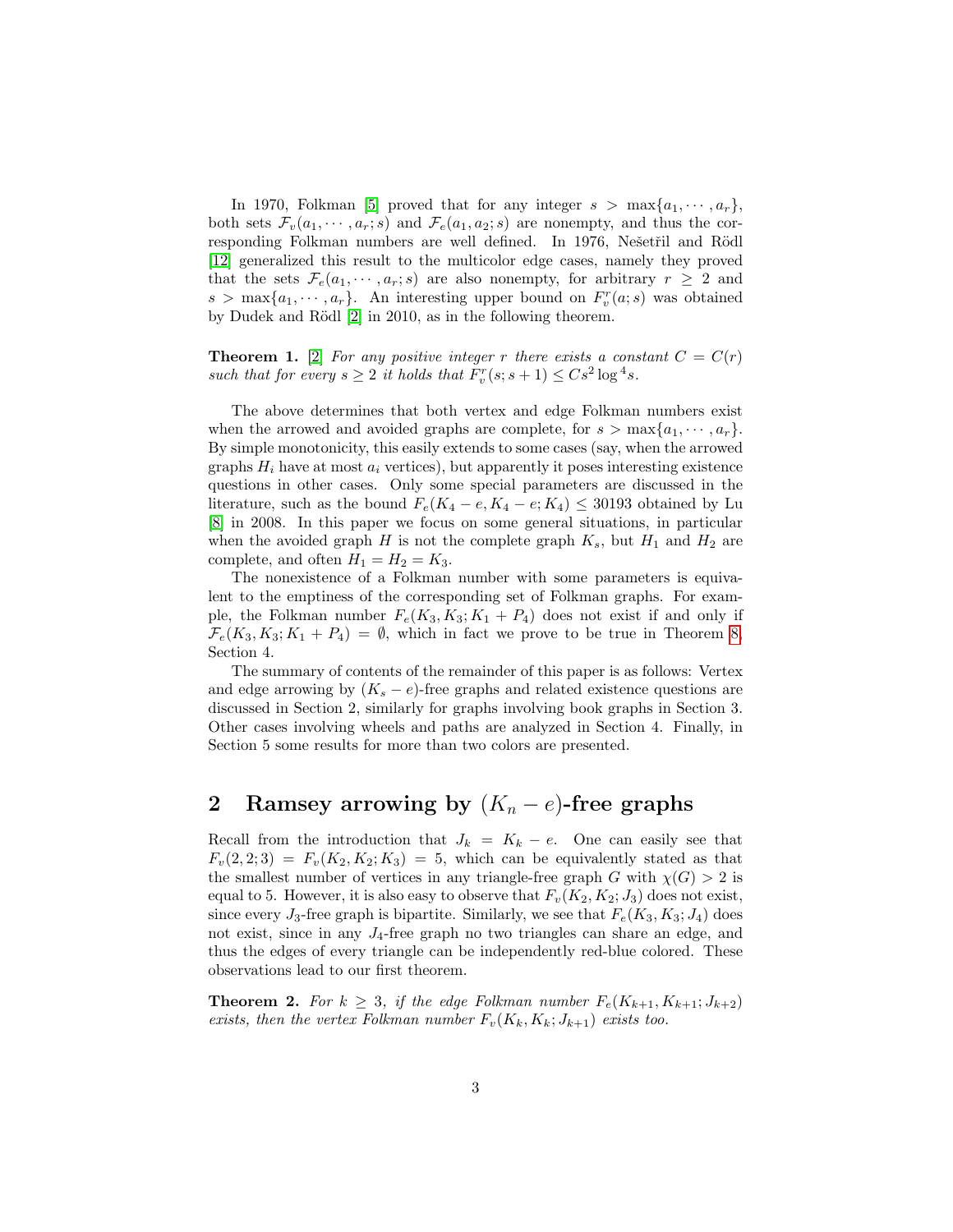In 1970, Folkman [5] proved that for any integer $s > \max\{a_1, \cdots, a_r\}$, both sets $\mathcal{F}_v(a_1, \cdots, a_r; s)$ and $\mathcal{F}_e(a_1, a_2; s)$ are nonempty, and thus the corresponding Folkman numbers are well defined. In 1976, Nešetřil and Rödl [12] generalized this result to the multicolor edge cases, namely they proved that the sets $\mathcal{F}_e(a_1, \cdots, a_r; s)$ are also nonempty, for arbitrary $r \geq 2$ and $s > \max\{a_1, \cdots, a_r\}$. An interesting upper bound on $F_v^r(a; s)$ was obtained by Dudek and Rödl [2] in 2010, as in the following theorem.

**Theorem 1.** [2] *For any positive integer $r$ there exists a constant $C = C(r)$ such that for every $s \geq 2$ it holds that $F_v^r(s; s+1) \leq Cs^2 \log^4 s$.*

The above determines that both vertex and edge Folkman numbers exist when the arrowed and avoided graphs are complete, for $s > \max\{a_1, \cdots, a_r\}$. By simple monotonicity, this easily extends to some cases (say, when the arrowed graphs $H_i$ have at most $a_i$ vertices), but apparently it poses interesting existence questions in other cases. Only some special parameters are discussed in the literature, such as the bound $F_e(K_4 - e, K_4 - e; K_4) \leq 30193$ obtained by Lu [8] in 2008. In this paper we focus on some general situations, in particular when the avoided graph $H$ is not the complete graph $K_s$, but $H_1$ and $H_2$ are complete, and often $H_1 = H_2 = K_3$.

The nonexistence of a Folkman number with some parameters is equivalent to the emptiness of the corresponding set of Folkman graphs. For example, the Folkman number $F_e(K_3, K_3; K_1 + P_4)$ does not exist if and only if $\mathcal{F}_e(K_3, K_3; K_1 + P_4) = \emptyset$, which in fact we prove to be true in Theorem 8, Section 4.

The summary of contents of the remainder of this paper is as follows: Vertex and edge arrowing by $(K_s - e)$-free graphs and related existence questions are discussed in Section 2, similarly for graphs involving book graphs in Section 3. Other cases involving wheels and paths are analyzed in Section 4. Finally, in Section 5 some results for more than two colors are presented.

## 2 Ramsey arrowing by $(K_n - e)$-free graphs

Recall from the introduction that $J_k = K_k - e$. One can easily see that $F_v(2, 2; 3) = F_v(K_2, K_2; K_3) = 5$, which can be equivalently stated as that the smallest number of vertices in any triangle-free graph $G$ with $\chi(G) > 2$ is equal to 5. However, it is also easy to observe that $F_v(K_2, K_2; J_3)$ does not exist, since every $J_3$-free graph is bipartite. Similarly, we see that $F_e(K_3, K_3; J_4)$ does not exist, since in any $J_4$-free graph no two triangles can share an edge, and thus the edges of every triangle can be independently red-blue colored. These observations lead to our first theorem.

**Theorem 2.** *For $k \geq 3$, if the edge Folkman number $F_e(K_{k+1}, K_{k+1}; J_{k+2})$ exists, then the vertex Folkman number $F_v(K_k, K_k; J_{k+1})$ exists too.*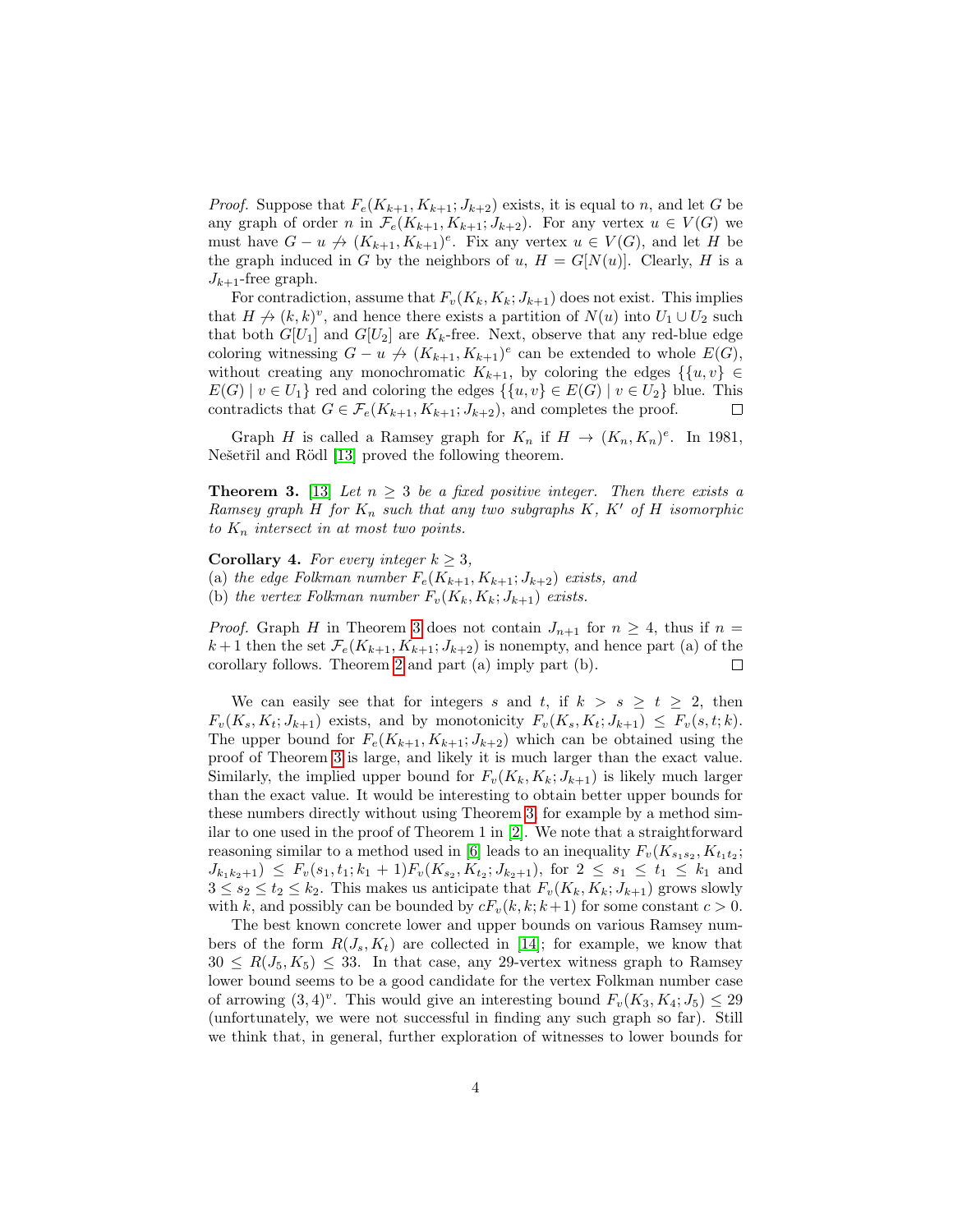*Proof.* Suppose that $F_e(K_{k+1}, K_{k+1}; J_{k+2})$ exists, it is equal to $n$, and let $G$ be any graph of order $n$ in $\mathcal{F}_e(K_{k+1}, K_{k+1}; J_{k+2})$. For any vertex $u \in V(G)$ we must have $G - u \not\rightarrow (K_{k+1}, K_{k+1})^e$. Fix any vertex $u \in V(G)$, and let $H$ be the graph induced in $G$ by the neighbors of $u$, $H = G[N(u)]$. Clearly, $H$ is a $J_{k+1}$-free graph.

For contradiction, assume that $F_v(K_k, K_k; J_{k+1})$ does not exist. This implies that $H \not\rightarrow (k,k)^v$, and hence there exists a partition of $N(u)$ into $U_1 \cup U_2$ such that both $G[U_1]$ and $G[U_2]$ are $K_k$-free. Next, observe that any red-blue edge coloring witnessing $G - u \not\rightarrow (K_{k+1}, K_{k+1})^e$ can be extended to whole $E(G)$, without creating any monochromatic $K_{k+1}$, by coloring the edges $\{\{u,v\} \in E(G) \mid v \in U_1\}$ red and coloring the edges $\{\{u,v\} \in E(G) \mid v \in U_2\}$ blue. This contradicts that $G \in \mathcal{F}_e(K_{k+1}, K_{k+1}; J_{k+2})$, and completes the proof. □

Graph $H$ is called a Ramsey graph for $K_n$ if $H \rightarrow (K_n, K_n)^e$. In 1981, Nešetřil and Rödl [13] proved the following theorem.

**Theorem 3.** [13] *Let $n \geq 3$ be a fixed positive integer. Then there exists a Ramsey graph $H$ for $K_n$ such that any two subgraphs $K$, $K'$ of $H$ isomorphic to $K_n$ intersect in at most two points.*

**Corollary 4.** *For every integer $k \geq 3$,*
(a) *the edge Folkman number $F_e(K_{k+1}, K_{k+1}; J_{k+2})$ exists, and*
(b) *the vertex Folkman number $F_v(K_k, K_k; J_{k+1})$ exists.*

*Proof.* Graph $H$ in Theorem 3 does not contain $J_{n+1}$ for $n \geq 4$, thus if $n = k+1$ then the set $\mathcal{F}_e(K_{k+1}, K_{k+1}; J_{k+2})$ is nonempty, and hence part (a) of the corollary follows. Theorem 2 and part (a) imply part (b). □

We can easily see that for integers $s$ and $t$, if $k > s \geq t \geq 2$, then $F_v(K_s, K_t; J_{k+1})$ exists, and by monotonicity $F_v(K_s, K_t; J_{k+1}) \leq F_v(s,t;k)$. The upper bound for $F_e(K_{k+1}, K_{k+1}; J_{k+2})$ which can be obtained using the proof of Theorem 3 is large, and likely it is much larger than the exact value. Similarly, the implied upper bound for $F_v(K_k, K_k; J_{k+1})$ is likely much larger than the exact value. It would be interesting to obtain better upper bounds for these numbers directly without using Theorem 3, for example by a method similar to one used in the proof of Theorem 1 in [2]. We note that a straightforward reasoning similar to a method used in [6] leads to an inequality $F_v(K_{s_1 s_2}, K_{t_1 t_2}; J_{k_1 k_2 + 1}) \leq F_v(s_1, t_1; k_1 + 1) F_v(K_{s_2}, K_{t_2}; J_{k_2+1})$, for $2 \leq s_1 \leq t_1 \leq k_1$ and $3 \leq s_2 \leq t_2 \leq k_2$. This makes us anticipate that $F_v(K_k, K_k; J_{k+1})$ grows slowly with $k$, and possibly can be bounded by $cF_v(k,k;k+1)$ for some constant $c > 0$.

The best known concrete lower and upper bounds on various Ramsey numbers of the form $R(J_s, K_t)$ are collected in [14]; for example, we know that $30 \leq R(J_5, K_5) \leq 33$. In that case, any 29-vertex witness graph to Ramsey lower bound seems to be a good candidate for the vertex Folkman number case of arrowing $(3,4)^v$. This would give an interesting bound $F_v(K_3, K_4; J_5) \leq 29$ (unfortunately, we were not successful in finding any such graph so far). Still we think that, in general, further exploration of witnesses to lower bounds for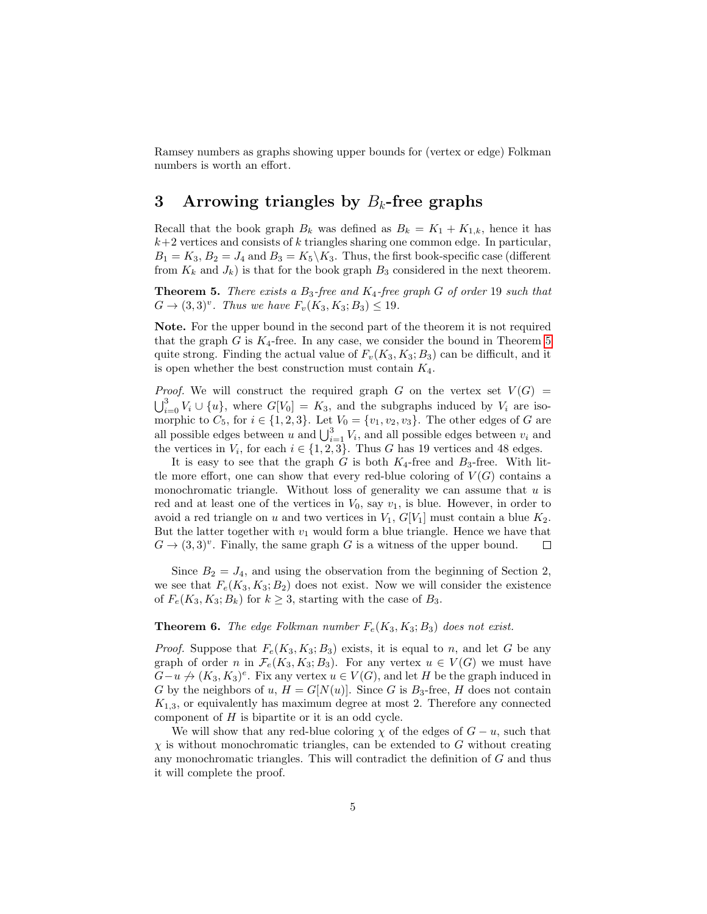Ramsey numbers as graphs showing upper bounds for (vertex or edge) Folkman numbers is worth an effort.

## 3 Arrowing triangles by $B_k$-free graphs

Recall that the book graph $B_k$ was defined as $B_k = K_1 + K_{1,k}$, hence it has $k+2$ vertices and consists of $k$ triangles sharing one common edge. In particular, $B_1 = K_3$, $B_2 = J_4$ and $B_3 = K_5 \backslash K_3$. Thus, the first book-specific case (different from $K_k$ and $J_k$) is that for the book graph $B_3$ considered in the next theorem.

**Theorem 5.** *There exists a $B_3$-free and $K_4$-free graph $G$ of order 19 such that $G \to (3,3)^v$. Thus we have $F_v(K_3, K_3; B_3) \leq 19$.*

**Note.** For the upper bound in the second part of the theorem it is not required that the graph $G$ is $K_4$-free. In any case, we consider the bound in Theorem 5 quite strong. Finding the actual value of $F_v(K_3, K_3; B_3)$ can be difficult, and it is open whether the best construction must contain $K_4$.

*Proof.* We will construct the required graph $G$ on the vertex set $V(G) = \bigcup_{i=0}^{3} V_i \cup \{u\}$, where $G[V_0] = K_3$, and the subgraphs induced by $V_i$ are isomorphic to $C_5$, for $i \in \{1, 2, 3\}$. Let $V_0 = \{v_1, v_2, v_3\}$. The other edges of $G$ are all possible edges between $u$ and $\bigcup_{i=1}^{3} V_i$, and all possible edges between $v_i$ and the vertices in $V_i$, for each $i \in \{1, 2, 3\}$. Thus $G$ has 19 vertices and 48 edges.

It is easy to see that the graph $G$ is both $K_4$-free and $B_3$-free. With little more effort, one can show that every red-blue coloring of $V(G)$ contains a monochromatic triangle. Without loss of generality we can assume that $u$ is red and at least one of the vertices in $V_0$, say $v_1$, is blue. However, in order to avoid a red triangle on $u$ and two vertices in $V_1$, $G[V_1]$ must contain a blue $K_2$. But the latter together with $v_1$ would form a blue triangle. Hence we have that $G \to (3,3)^v$. Finally, the same graph $G$ is a witness of the upper bound. $\square$

Since $B_2 = J_4$, and using the observation from the beginning of Section 2, we see that $F_e(K_3, K_3; B_2)$ does not exist. Now we will consider the existence of $F_e(K_3, K_3; B_k)$ for $k \geq 3$, starting with the case of $B_3$.

**Theorem 6.** *The edge Folkman number $F_e(K_3, K_3; B_3)$ does not exist.*

*Proof.* Suppose that $F_e(K_3, K_3; B_3)$ exists, it is equal to $n$, and let $G$ be any graph of order $n$ in $\mathcal{F}_e(K_3, K_3; B_3)$. For any vertex $u \in V(G)$ we must have $G - u \not\to (K_3, K_3)^e$. Fix any vertex $u \in V(G)$, and let $H$ be the graph induced in $G$ by the neighbors of $u$, $H = G[N(u)]$. Since $G$ is $B_3$-free, $H$ does not contain $K_{1,3}$, or equivalently has maximum degree at most 2. Therefore any connected component of $H$ is bipartite or it is an odd cycle.

We will show that any red-blue coloring $\chi$ of the edges of $G - u$, such that $\chi$ is without monochromatic triangles, can be extended to $G$ without creating any monochromatic triangles. This will contradict the definition of $G$ and thus it will complete the proof.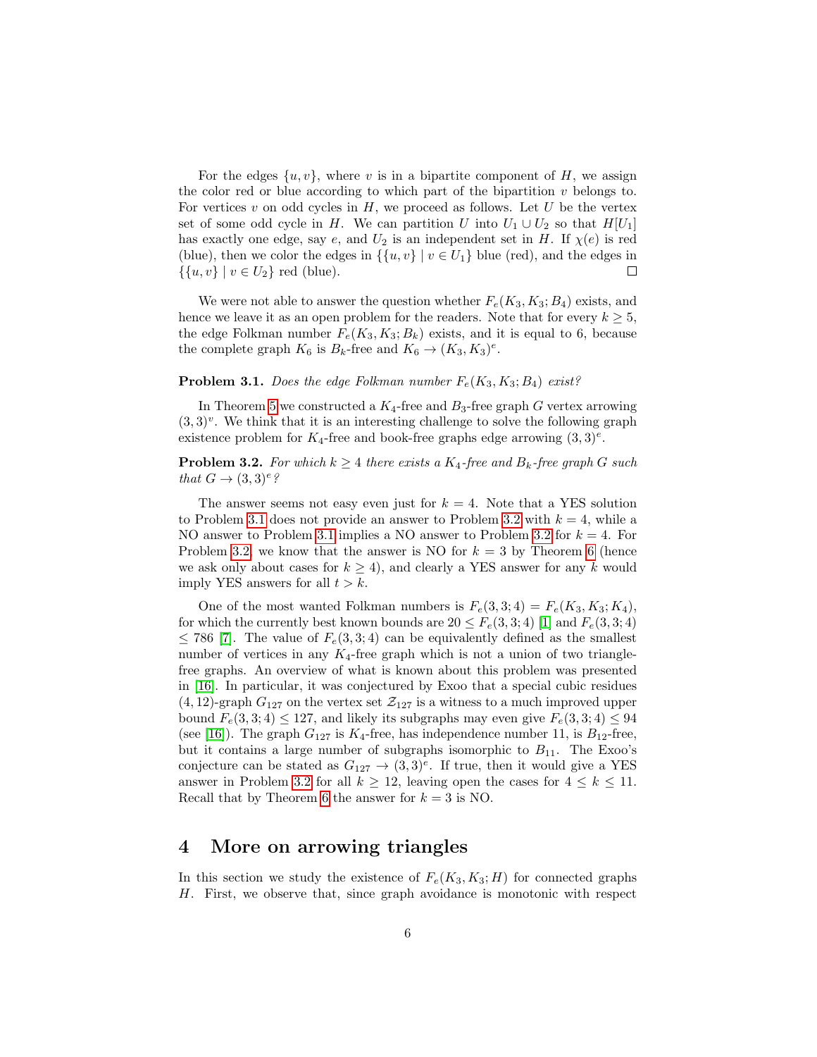For the edges $\{u, v\}$, where $v$ is in a bipartite component of $H$, we assign the color red or blue according to which part of the bipartition $v$ belongs to. For vertices $v$ on odd cycles in $H$, we proceed as follows. Let $U$ be the vertex set of some odd cycle in $H$. We can partition $U$ into $U_1 \cup U_2$ so that $H[U_1]$ has exactly one edge, say $e$, and $U_2$ is an independent set in $H$. If $\chi(e)$ is red (blue), then we color the edges in $\{\{u, v\} \mid v \in U_1\}$ blue (red), and the edges in $\{\{u, v\} \mid v \in U_2\}$ red (blue). □

We were not able to answer the question whether $F_e(K_3, K_3; B_4)$ exists, and hence we leave it as an open problem for the readers. Note that for every $k \geq 5$, the edge Folkman number $F_e(K_3, K_3; B_k)$ exists, and it is equal to 6, because the complete graph $K_6$ is $B_k$-free and $K_6 \to (K_3, K_3)^e$.

**Problem 3.1.** *Does the edge Folkman number $F_e(K_3, K_3; B_4)$ exist?*

In Theorem 5 we constructed a $K_4$-free and $B_3$-free graph $G$ vertex arrowing $(3, 3)^v$. We think that it is an interesting challenge to solve the following graph existence problem for $K_4$-free and book-free graphs edge arrowing $(3, 3)^e$.

**Problem 3.2.** *For which $k \geq 4$ there exists a $K_4$-free and $B_k$-free graph $G$ such that $G \to (3, 3)^e$?*

The answer seems not easy even just for $k = 4$. Note that a YES solution to Problem 3.1 does not provide an answer to Problem 3.2 with $k = 4$, while a NO answer to Problem 3.1 implies a NO answer to Problem 3.2 for $k = 4$. For Problem 3.2, we know that the answer is NO for $k = 3$ by Theorem 6 (hence we ask only about cases for $k \geq 4$), and clearly a YES answer for any $k$ would imply YES answers for all $t > k$.

One of the most wanted Folkman numbers is $F_e(3, 3; 4) = F_e(K_3, K_3; K_4)$, for which the currently best known bounds are $20 \leq F_e(3, 3; 4)$ [1] and $F_e(3, 3; 4) \leq 786$ [7]. The value of $F_e(3, 3; 4)$ can be equivalently defined as the smallest number of vertices in any $K_4$-free graph which is not a union of two triangle-free graphs. An overview of what is known about this problem was presented in [16]. In particular, it was conjectured by Exoo that a special cubic residues $(4, 12)$-graph $G_{127}$ on the vertex set $\mathcal{Z}_{127}$ is a witness to a much improved upper bound $F_e(3, 3; 4) \leq 127$, and likely its subgraphs may even give $F_e(3, 3; 4) \leq 94$ (see [16]). The graph $G_{127}$ is $K_4$-free, has independence number 11, is $B_{12}$-free, but it contains a large number of subgraphs isomorphic to $B_{11}$. The Exoo's conjecture can be stated as $G_{127} \to (3, 3)^e$. If true, then it would give a YES answer in Problem 3.2 for all $k \geq 12$, leaving open the cases for $4 \leq k \leq 11$. Recall that by Theorem 6 the answer for $k = 3$ is NO.

## 4 More on arrowing triangles

In this section we study the existence of $F_e(K_3, K_3; H)$ for connected graphs $H$. First, we observe that, since graph avoidance is monotonic with respect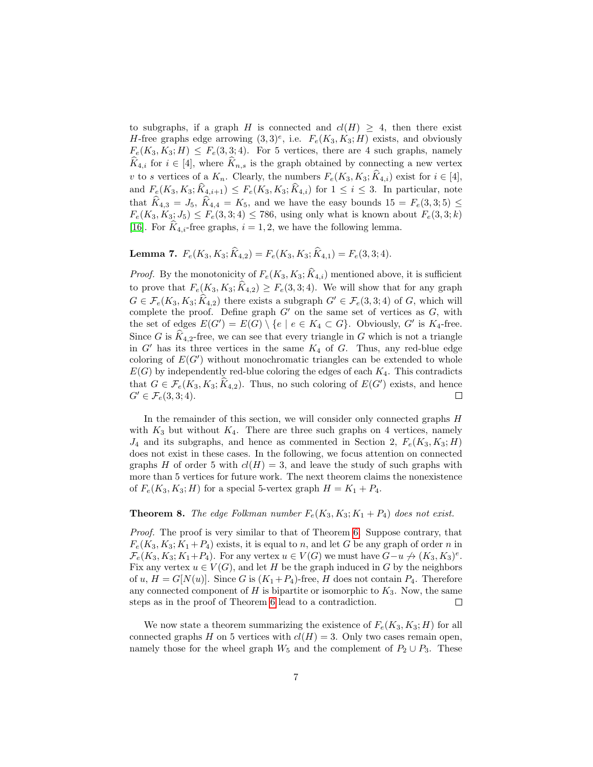to subgraphs, if a graph $H$ is connected and $cl(H) \geq 4$, then there exist $H$-free graphs edge arrowing $(3,3)^e$, i.e. $F_e(K_3, K_3; H)$ exists, and obviously $F_e(K_3, K_3; H) \leq F_e(3, 3; 4)$. For 5 vertices, there are 4 such graphs, namely $\widehat{K}_{4,i}$ for $i \in [4]$, where $\widehat{K}_{n,s}$ is the graph obtained by connecting a new vertex $v$ to $s$ vertices of a $K_n$. Clearly, the numbers $F_e(K_3, K_3; \widehat{K}_{4,i})$ exist for $i \in [4]$, and $F_e(K_3, K_3; \widehat{K}_{4,i+1}) \leq F_e(K_3, K_3; \widehat{K}_{4,i})$ for $1 \leq i \leq 3$. In particular, note that $\widehat{K}_{4,3} = J_5$, $\widehat{K}_{4,4} = K_5$, and we have the easy bounds $15 = F_e(3, 3; 5) \leq F_e(K_3, K_3; J_5) \leq F_e(3, 3; 4) \leq 786$, using only what is known about $F_e(3, 3; k)$ [16]. For $\widehat{K}_{4,i}$-free graphs, $i = 1, 2$, we have the following lemma.

**Lemma 7.** $F_e(K_3, K_3; \widehat{K}_{4,2}) = F_e(K_3, K_3; \widehat{K}_{4,1}) = F_e(3, 3; 4)$.

*Proof.* By the monotonicity of $F_e(K_3, K_3; \widehat{K}_{4,i})$ mentioned above, it is sufficient to prove that $F_e(K_3, K_3; \widehat{K}_{4,2}) \geq F_e(3, 3; 4)$. We will show that for any graph $G \in \mathcal{F}_e(K_3, K_3; \widehat{K}_{4,2})$ there exists a subgraph $G' \in \mathcal{F}_e(3, 3; 4)$ of $G$, which will complete the proof. Define graph $G'$ on the same set of vertices as $G$, with the set of edges $E(G') = E(G) \setminus \{e \mid e \in K_4 \subset G\}$. Obviously, $G'$ is $K_4$-free. Since $G$ is $\widehat{K}_{4,2}$-free, we can see that every triangle in $G$ which is not a triangle in $G'$ has its three vertices in the same $K_4$ of $G$. Thus, any red-blue edge coloring of $E(G')$ without monochromatic triangles can be extended to whole $E(G)$ by independently red-blue coloring the edges of each $K_4$. This contradicts that $G \in \mathcal{F}_e(K_3, K_3; \widehat{K}_{4,2})$. Thus, no such coloring of $E(G')$ exists, and hence $G' \in \mathcal{F}_e(3, 3; 4)$. ◻

In the remainder of this section, we will consider only connected graphs $H$ with $K_3$ but without $K_4$. There are three such graphs on 4 vertices, namely $J_4$ and its subgraphs, and hence as commented in Section 2, $F_e(K_3, K_3; H)$ does not exist in these cases. In the following, we focus attention on connected graphs $H$ of order 5 with $cl(H) = 3$, and leave the study of such graphs with more than 5 vertices for future work. The next theorem claims the nonexistence of $F_e(K_3, K_3; H)$ for a special 5-vertex graph $H = K_1 + P_4$.

**Theorem 8.** *The edge Folkman number $F_e(K_3, K_3; K_1 + P_4)$ does not exist.*

*Proof.* The proof is very similar to that of Theorem 6. Suppose contrary, that $F_e(K_3, K_3; K_1 + P_4)$ exists, it is equal to $n$, and let $G$ be any graph of order $n$ in $\mathcal{F}_e(K_3, K_3; K_1 + P_4)$. For any vertex $u \in V(G)$ we must have $G - u \not\rightarrow (K_3, K_3)^e$. Fix any vertex $u \in V(G)$, and let $H$ be the graph induced in $G$ by the neighbors of $u$, $H = G[N(u)]$. Since $G$ is $(K_1 + P_4)$-free, $H$ does not contain $P_4$. Therefore any connected component of $H$ is bipartite or isomorphic to $K_3$. Now, the same steps as in the proof of Theorem 6 lead to a contradiction. ◻

We now state a theorem summarizing the existence of $F_e(K_3, K_3; H)$ for all connected graphs $H$ on 5 vertices with $cl(H) = 3$. Only two cases remain open, namely those for the wheel graph $W_5$ and the complement of $P_2 \cup P_3$. These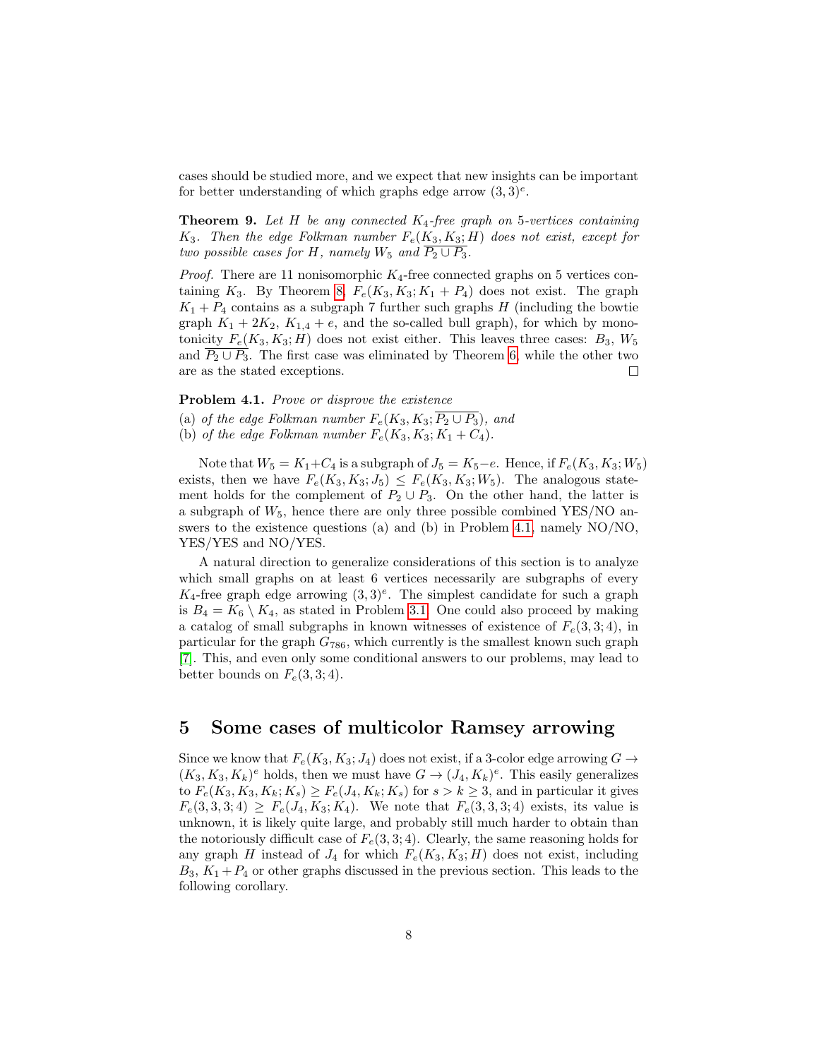cases should be studied more, and we expect that new insights can be important for better understanding of which graphs edge arrow $(3,3)^e$.

**Theorem 9.** *Let $H$ be any connected $K_4$-free graph on 5-vertices containing $K_3$. Then the edge Folkman number $F_e(K_3, K_3; H)$ does not exist, except for two possible cases for $H$, namely $W_5$ and $\overline{P_2 \cup P_3}$.*

*Proof.* There are 11 nonisomorphic $K_4$-free connected graphs on 5 vertices containing $K_3$. By Theorem 8, $F_e(K_3, K_3; K_1 + P_4)$ does not exist. The graph $K_1 + P_4$ contains as a subgraph 7 further such graphs $H$ (including the bowtie graph $K_1 + 2K_2$, $K_{1,4} + e$, and the so-called bull graph), for which by monotonicity $F_e(K_3, K_3; H)$ does not exist either. This leaves three cases: $B_3$, $W_5$ and $\overline{P_2 \cup P_3}$. The first case was eliminated by Theorem 6, while the other two are as the stated exceptions. □

**Problem 4.1.** *Prove or disprove the existence*

(a) *of the edge Folkman number $F_e(K_3, K_3; \overline{P_2 \cup P_3})$, and*

(b) *of the edge Folkman number $F_e(K_3, K_3; K_1 + C_4)$.*

Note that $W_5 = K_1 + C_4$ is a subgraph of $J_5 = K_5 - e$. Hence, if $F_e(K_3, K_3; W_5)$ exists, then we have $F_e(K_3, K_3; J_5) \le F_e(K_3, K_3; W_5)$. The analogous statement holds for the complement of $P_2 \cup P_3$. On the other hand, the latter is a subgraph of $W_5$, hence there are only three possible combined YES/NO answers to the existence questions (a) and (b) in Problem 4.1, namely NO/NO, YES/YES and NO/YES.

A natural direction to generalize considerations of this section is to analyze which small graphs on at least 6 vertices necessarily are subgraphs of every $K_4$-free graph edge arrowing $(3,3)^e$. The simplest candidate for such a graph is $B_4 = K_6 \setminus K_4$, as stated in Problem 3.1. One could also proceed by making a catalog of small subgraphs in known witnesses of existence of $F_e(3, 3; 4)$, in particular for the graph $G_{786}$, which currently is the smallest known such graph [7]. This, and even only some conditional answers to our problems, may lead to better bounds on $F_e(3, 3; 4)$.

## 5 Some cases of multicolor Ramsey arrowing

Since we know that $F_e(K_3, K_3; J_4)$ does not exist, if a 3-color edge arrowing $G \to (K_3, K_3, K_k)^e$ holds, then we must have $G \to (J_4, K_k)^e$. This easily generalizes to $F_e(K_3, K_3, K_k; K_s) \ge F_e(J_4, K_k; K_s)$ for $s > k \ge 3$, and in particular it gives $F_e(3, 3, 3; 4) \ge F_e(J_4, K_3; K_4)$. We note that $F_e(3, 3, 3; 4)$ exists, its value is unknown, it is likely quite large, and probably still much harder to obtain than the notoriously difficult case of $F_e(3, 3; 4)$. Clearly, the same reasoning holds for any graph $H$ instead of $J_4$ for which $F_e(K_3, K_3; H)$ does not exist, including $B_3$, $K_1 + P_4$ or other graphs discussed in the previous section. This leads to the following corollary.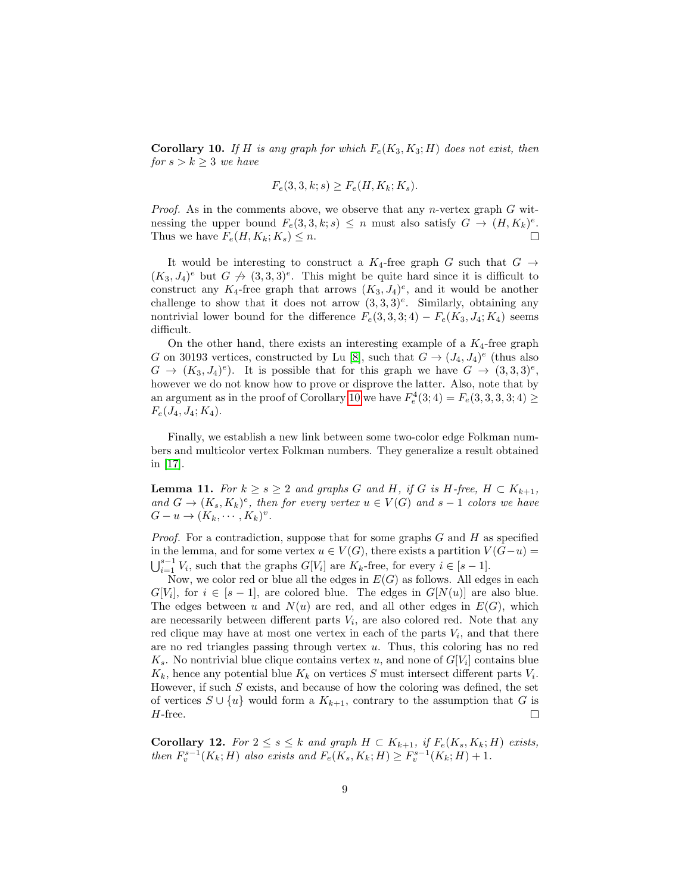**Corollary 10.** *If $H$ is any graph for which $F_e(K_3, K_3; H)$ does not exist, then for $s > k \geq 3$ we have*

$$F_e(3, 3, k; s) \geq F_e(H, K_k; K_s).$$

*Proof.* As in the comments above, we observe that any $n$-vertex graph $G$ witnessing the upper bound $F_e(3, 3, k; s) \leq n$ must also satisfy $G \to (H, K_k)^e$. Thus we have $F_e(H, K_k; K_s) \leq n$. □

It would be interesting to construct a $K_4$-free graph $G$ such that $G \to (K_3, J_4)^e$ but $G \not\to (3, 3, 3)^e$. This might be quite hard since it is difficult to construct any $K_4$-free graph that arrows $(K_3, J_4)^e$, and it would be another challenge to show that it does not arrow $(3, 3, 3)^e$. Similarly, obtaining any nontrivial lower bound for the difference $F_e(3, 3, 3; 4) - F_e(K_3, J_4; K_4)$ seems difficult.

On the other hand, there exists an interesting example of a $K_4$-free graph $G$ on 30193 vertices, constructed by Lu [8], such that $G \to (J_4, J_4)^e$ (thus also $G \to (K_3, J_4)^e$). It is possible that for this graph we have $G \to (3, 3, 3)^e$, however we do not know how to prove or disprove the latter. Also, note that by an argument as in the proof of Corollary 10 we have $F_e^4(3; 4) = F_e(3, 3, 3, 3; 4) \geq F_e(J_4, J_4; K_4)$.

Finally, we establish a new link between some two-color edge Folkman numbers and multicolor vertex Folkman numbers. They generalize a result obtained in [17].

**Lemma 11.** *For $k \geq s \geq 2$ and graphs $G$ and $H$, if $G$ is $H$-free, $H \subset K_{k+1}$, and $G \to (K_s, K_k)^e$, then for every vertex $u \in V(G)$ and $s-1$ colors we have $G - u \to (K_k, \cdots, K_k)^v$.*

*Proof.* For a contradiction, suppose that for some graphs $G$ and $H$ as specified in the lemma, and for some vertex $u \in V(G)$, there exists a partition $V(G-u) = \bigcup_{i=1}^{s-1} V_i$, such that the graphs $G[V_i]$ are $K_k$-free, for every $i \in [s-1]$.

Now, we color red or blue all the edges in $E(G)$ as follows. All edges in each $G[V_i]$, for $i \in [s-1]$, are colored blue. The edges in $G[N(u)]$ are also blue. The edges between $u$ and $N(u)$ are red, and all other edges in $E(G)$, which are necessarily between different parts $V_i$, are also colored red. Note that any red clique may have at most one vertex in each of the parts $V_i$, and that there are no red triangles passing through vertex $u$. Thus, this coloring has no red $K_s$. No nontrivial blue clique contains vertex $u$, and none of $G[V_i]$ contains blue $K_k$, hence any potential blue $K_k$ on vertices $S$ must intersect different parts $V_i$. However, if such $S$ exists, and because of how the coloring was defined, the set of vertices $S \cup \{u\}$ would form a $K_{k+1}$, contrary to the assumption that $G$ is $H$-free. □

**Corollary 12.** *For $2 \leq s \leq k$ and graph $H \subset K_{k+1}$, if $F_e(K_s, K_k; H)$ exists, then $F_v^{s-1}(K_k; H)$ also exists and $F_e(K_s, K_k; H) \geq F_v^{s-1}(K_k; H) + 1$.*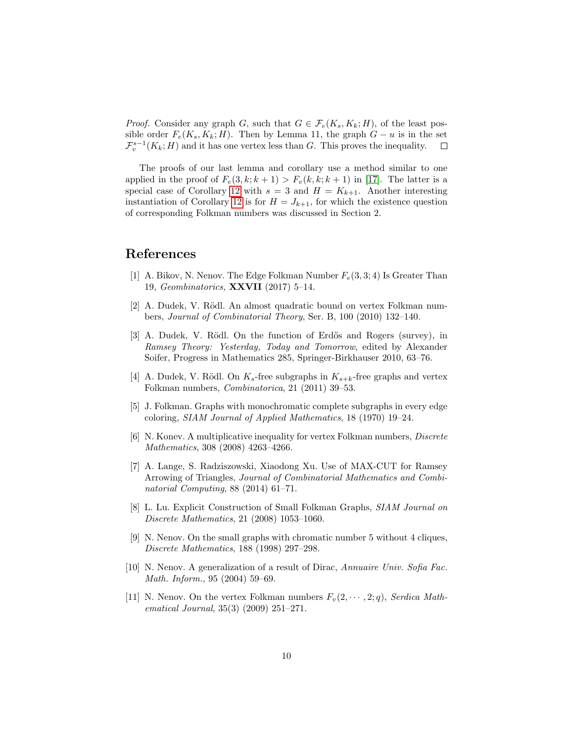*Proof.* Consider any graph $G$, such that $G \in \mathcal{F}_e(K_s, K_k; H)$, of the least possible order $F_e(K_s, K_k; H)$. Then by Lemma 11, the graph $G - u$ is in the set $\mathcal{F}_v^{s-1}(K_k; H)$ and it has one vertex less than $G$. This proves the inequality. $\square$

The proofs of our last lemma and corollary use a method similar to one applied in the proof of $F_e(3, k; k+1) > F_v(k, k; k+1)$ in [17]. The latter is a special case of Corollary 12 with $s = 3$ and $H = K_{k+1}$. Another interesting instantiation of Corollary 12 is for $H = J_{k+1}$, for which the existence question of corresponding Folkman numbers was discussed in Section 2.

## References

[1] A. Bikov, N. Nenov. The Edge Folkman Number $F_e(3, 3; 4)$ Is Greater Than 19, *Geombinatorics,* **XXVII** (2017) 5–14.

[2] A. Dudek, V. Rödl. An almost quadratic bound on vertex Folkman numbers, *Journal of Combinatorial Theory*, Ser. B, 100 (2010) 132–140.

[3] A. Dudek, V. Rödl. On the function of Erdős and Rogers (survey), in *Ramsey Theory: Yesterday, Today and Tomorrow*, edited by Alexander Soifer, Progress in Mathematics 285, Springer-Birkhauser 2010, 63–76.

[4] A. Dudek, V. Rödl. On $K_s$-free subgraphs in $K_{s+k}$-free graphs and vertex Folkman numbers, *Combinatorica*, 21 (2011) 39–53.

[5] J. Folkman. Graphs with monochromatic complete subgraphs in every edge coloring, *SIAM Journal of Applied Mathematics*, 18 (1970) 19–24.

[6] N. Konev. A multiplicative inequality for vertex Folkman numbers, *Discrete Mathematics*, 308 (2008) 4263–4266.

[7] A. Lange, S. Radziszowski, Xiaodong Xu. Use of MAX-CUT for Ramsey Arrowing of Triangles, *Journal of Combinatorial Mathematics and Combinatorial Computing*, 88 (2014) 61–71.

[8] L. Lu. Explicit Construction of Small Folkman Graphs, *SIAM Journal on Discrete Mathematics*, 21 (2008) 1053–1060.

[9] N. Nenov. On the small graphs with chromatic number 5 without 4 cliques, *Discrete Mathematics*, 188 (1998) 297–298.

[10] N. Nenov. A generalization of a result of Dirac, *Annuaire Univ. Sofia Fac. Math. Inform.*, 95 (2004) 59–69.

[11] N. Nenov. On the vertex Folkman numbers $F_v(2, \cdots, 2; q)$, *Serdica Mathematical Journal*, 35(3) (2009) 251–271.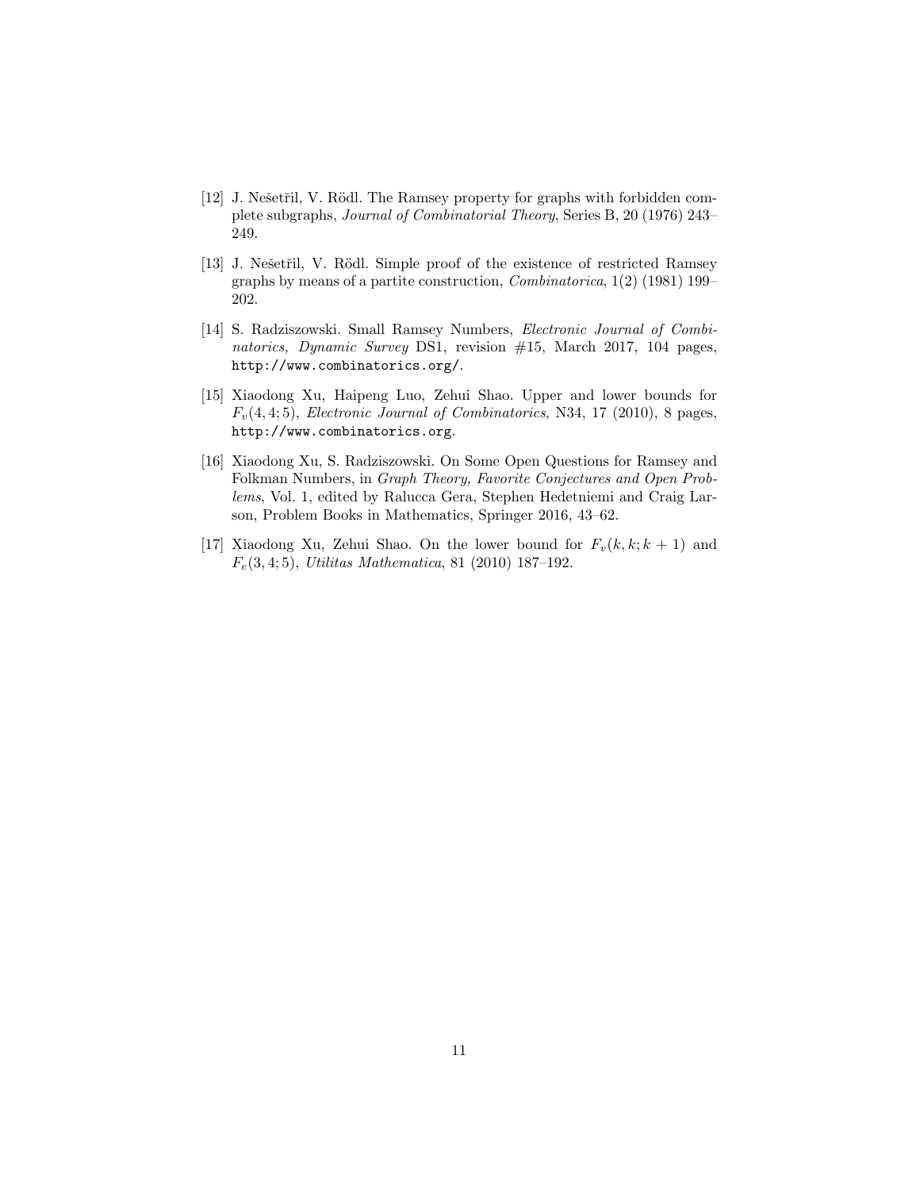[12] J. Nešetřil, V. Rödl. The Ramsey property for graphs with forbidden complete subgraphs, *Journal of Combinatorial Theory*, Series B, 20 (1976) 243–249.

[13] J. Nešetřil, V. Rödl. Simple proof of the existence of restricted Ramsey graphs by means of a partite construction, *Combinatorica*, 1(2) (1981) 199–202.

[14] S. Radziszowski. Small Ramsey Numbers, *Electronic Journal of Combinatorics, Dynamic Survey* DS1, revision #15, March 2017, 104 pages, `http://www.combinatorics.org/`.

[15] Xiaodong Xu, Haipeng Luo, Zehui Shao. Upper and lower bounds for $F_v(4, 4; 5)$, *Electronic Journal of Combinatorics*, N34, 17 (2010), 8 pages, `http://www.combinatorics.org`.

[16] Xiaodong Xu, S. Radziszowski. On Some Open Questions for Ramsey and Folkman Numbers, in *Graph Theory, Favorite Conjectures and Open Problems*, Vol. 1, edited by Ralucca Gera, Stephen Hedetniemi and Craig Larson, Problem Books in Mathematics, Springer 2016, 43–62.

[17] Xiaodong Xu, Zehui Shao. On the lower bound for $F_v(k, k; k + 1)$ and $F_e(3, 4; 5)$, *Utilitas Mathematica*, 81 (2010) 187–192.